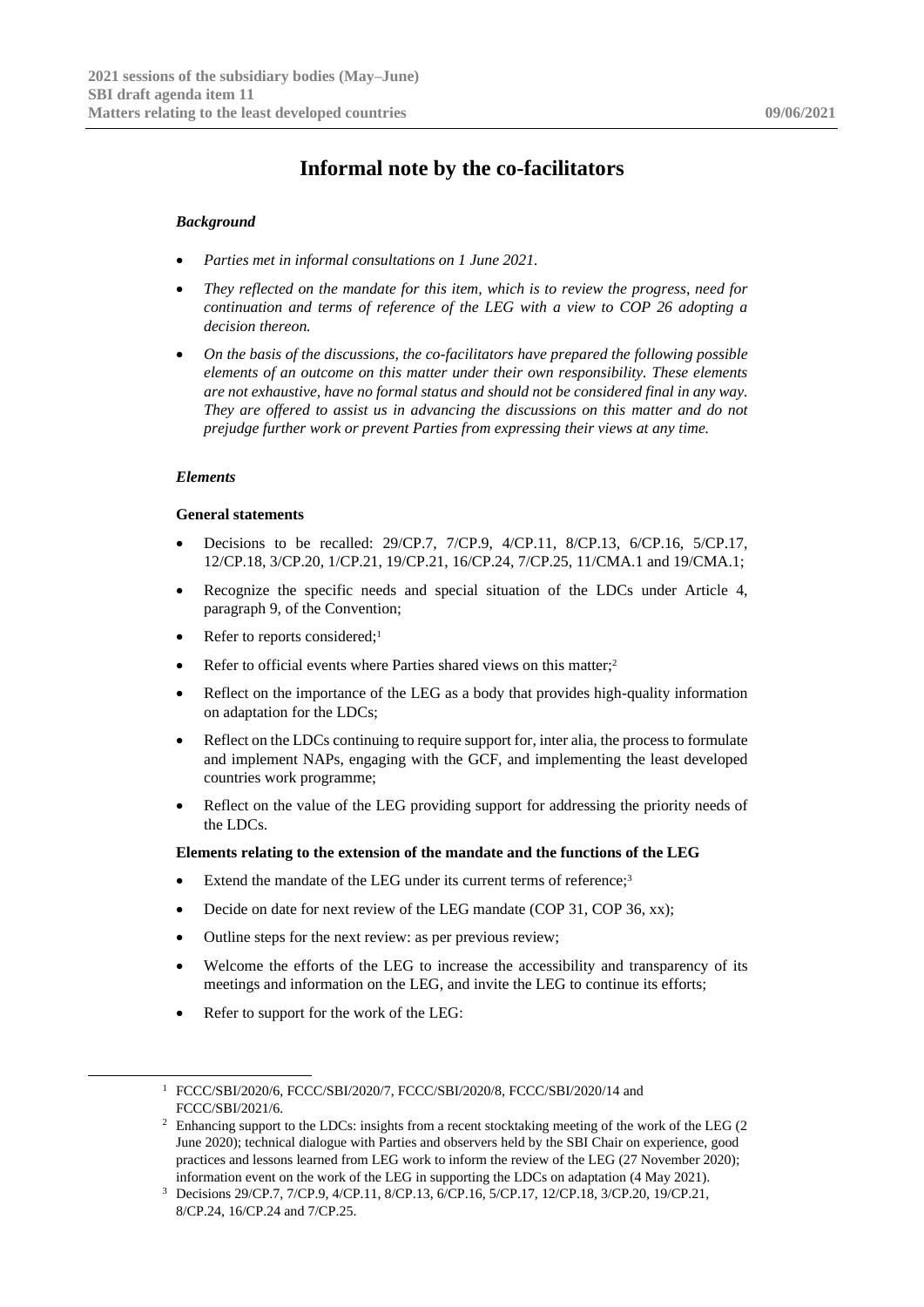# Informal note by the co-facilitators

### *Background*

- *Parties met in informal consultations on 1 June 2021.*
- *They reflected on the mandate for this item, which is to review the progress, need for continuation and terms of reference of the LEG with a view to COP 26 adopting a decision thereon.*
- *On the basis of the discussions, the co-facilitators have prepared the following possible elements of an outcome on this matter under their own responsibility. These elements are not exhaustive, have no formal status and should not be considered final in any way. They are offered to assist us in advancing the discussions on this matter and do not prejudge further work or prevent Parties from expressing their views at any time.*

### *Elements*

#### General statements

- Decisions to be recalled: 29/CP.7, 7/CP.9, 4/CP.11, 8/CP.13, 6/CP.16, 5/CP.17, 12/CP.18, 3/CP.20, 1/CP.21, 19/CP.21, 16/CP.24, 7/CP.25, 11/CMA.1 and 19/CMA.1;
- Recognize the specific needs and special situation of the LDCs under Article 4, paragraph 9, of the Convention;
- Refer to reports considered;[1]
- Refer to official events where Parties shared views on this matter;[2]
- Reflect on the importance of the LEG as a body that provides high-quality information on adaptation for the LDCs;
- Reflect on the LDCs continuing to require support for, inter alia, the process to formulate and implement NAPs, engaging with the GCF, and implementing the least developed countries work programme;
- Reflect on the value of the LEG providing support for addressing the priority needs of the LDCs.

#### Elements relating to the extension of the mandate and the functions of the LEG

- Extend the mandate of the LEG under its current terms of reference;[3]
- Decide on date for next review of the LEG mandate (COP 31, COP 36, xx);
- Outline steps for the next review: as per previous review;
- Welcome the efforts of the LEG to increase the accessibility and transparency of its meetings and information on the LEG, and invite the LEG to continue its efforts;
- Refer to support for the work of the LEG:

---

[1] FCCC/SBI/2020/6, FCCC/SBI/2020/7, FCCC/SBI/2020/8, FCCC/SBI/2020/14 and FCCC/SBI/2021/6.

[2] Enhancing support to the LDCs: insights from a recent stocktaking meeting of the work of the LEG (2 June 2020); technical dialogue with Parties and observers held by the SBI Chair on experience, good practices and lessons learned from LEG work to inform the review of the LEG (27 November 2020); information event on the work of the LEG in supporting the LDCs on adaptation (4 May 2021).

[3] Decisions 29/CP.7, 7/CP.9, 4/CP.11, 8/CP.13, 6/CP.16, 5/CP.17, 12/CP.18, 3/CP.20, 19/CP.21, 8/CP.24, 16/CP.24 and 7/CP.25.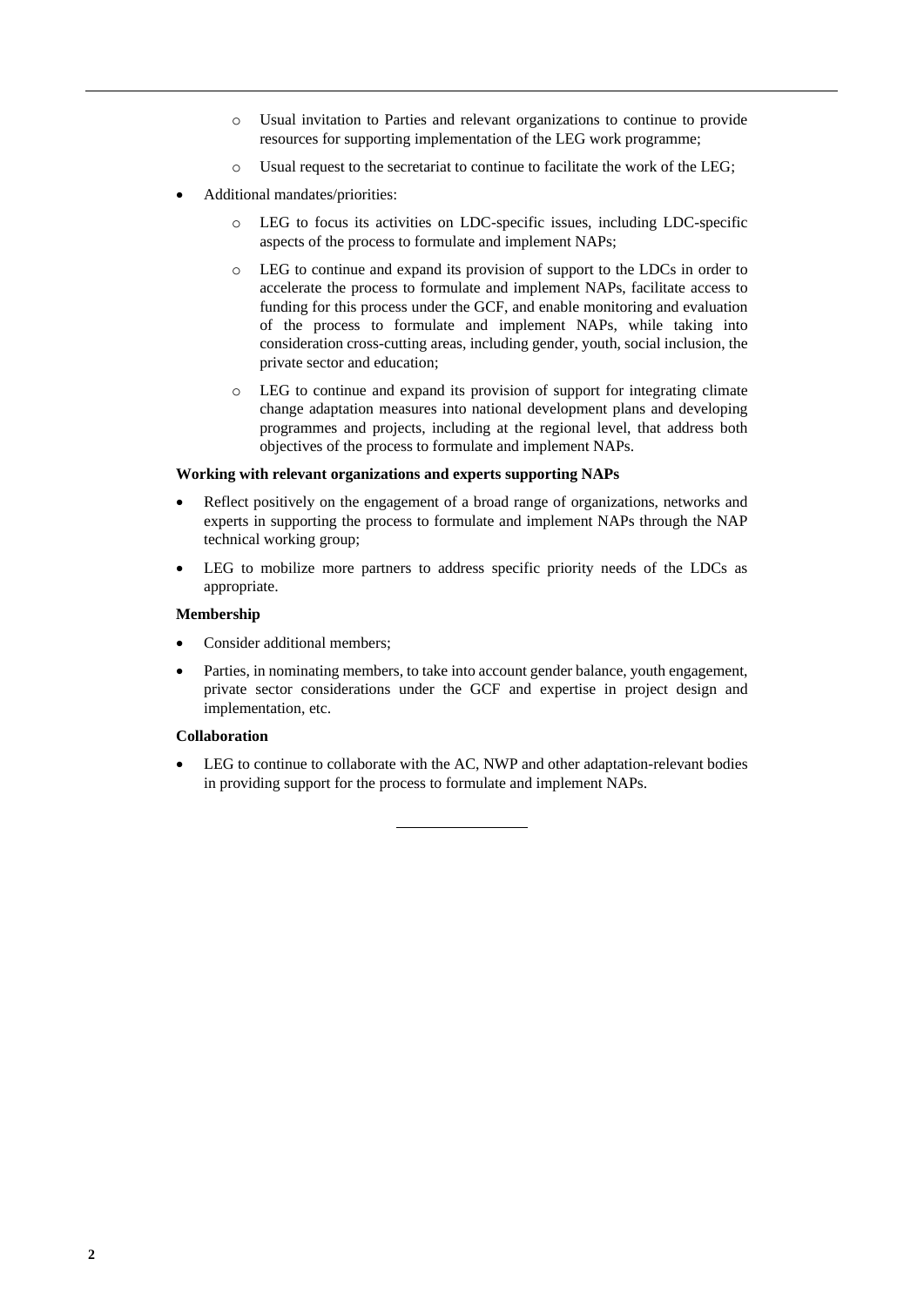- Usual invitation to Parties and relevant organizations to continue to provide resources for supporting implementation of the LEG work programme;
  - Usual request to the secretariat to continue to facilitate the work of the LEG;
- Additional mandates/priorities:
  - LEG to focus its activities on LDC-specific issues, including LDC-specific aspects of the process to formulate and implement NAPs;
  - LEG to continue and expand its provision of support to the LDCs in order to accelerate the process to formulate and implement NAPs, facilitate access to funding for this process under the GCF, and enable monitoring and evaluation of the process to formulate and implement NAPs, while taking into consideration cross-cutting areas, including gender, youth, social inclusion, the private sector and education;
  - LEG to continue and expand its provision of support for integrating climate change adaptation measures into national development plans and developing programmes and projects, including at the regional level, that address both objectives of the process to formulate and implement NAPs.

**Working with relevant organizations and experts supporting NAPs**

- Reflect positively on the engagement of a broad range of organizations, networks and experts in supporting the process to formulate and implement NAPs through the NAP technical working group;
- LEG to mobilize more partners to address specific priority needs of the LDCs as appropriate.

**Membership**

- Consider additional members;
- Parties, in nominating members, to take into account gender balance, youth engagement, private sector considerations under the GCF and expertise in project design and implementation, etc.

**Collaboration**

- LEG to continue to collaborate with the AC, NWP and other adaptation-relevant bodies in providing support for the process to formulate and implement NAPs.